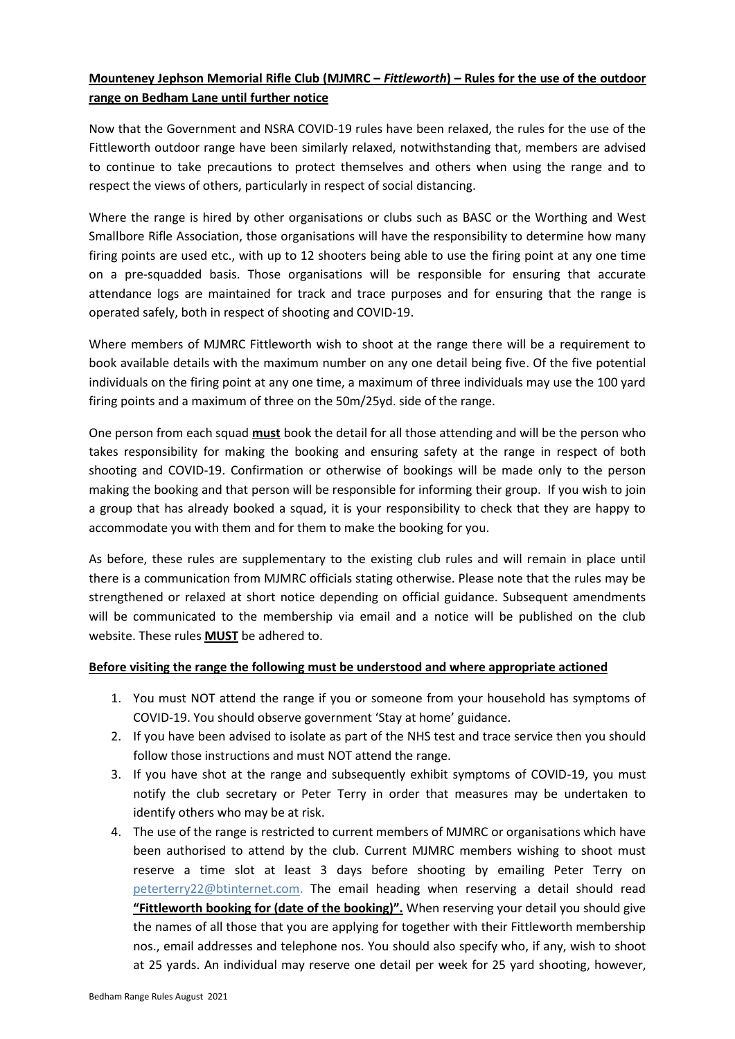**Mounteney Jephson Memorial Rifle Club (MJMRC – *Fittleworth*) – Rules for the use of the outdoor range on Bedham Lane until further notice**

Now that the Government and NSRA COVID-19 rules have been relaxed, the rules for the use of the Fittleworth outdoor range have been similarly relaxed, notwithstanding that, members are advised to continue to take precautions to protect themselves and others when using the range and to respect the views of others, particularly in respect of social distancing.

Where the range is hired by other organisations or clubs such as BASC or the Worthing and West Smallbore Rifle Association, those organisations will have the responsibility to determine how many firing points are used etc., with up to 12 shooters being able to use the firing point at any one time on a pre-squadded basis. Those organisations will be responsible for ensuring that accurate attendance logs are maintained for track and trace purposes and for ensuring that the range is operated safely, both in respect of shooting and COVID-19.

Where members of MJMRC Fittleworth wish to shoot at the range there will be a requirement to book available details with the maximum number on any one detail being five. Of the five potential individuals on the firing point at any one time, a maximum of three individuals may use the 100 yard firing points and a maximum of three on the 50m/25yd. side of the range.

One person from each squad **must** book the detail for all those attending and will be the person who takes responsibility for making the booking and ensuring safety at the range in respect of both shooting and COVID-19. Confirmation or otherwise of bookings will be made only to the person making the booking and that person will be responsible for informing their group. If you wish to join a group that has already booked a squad, it is your responsibility to check that they are happy to accommodate you with them and for them to make the booking for you.

As before, these rules are supplementary to the existing club rules and will remain in place until there is a communication from MJMRC officials stating otherwise. Please note that the rules may be strengthened or relaxed at short notice depending on official guidance. Subsequent amendments will be communicated to the membership via email and a notice will be published on the club website. These rules **MUST** be adhered to.

**Before visiting the range the following must be understood and where appropriate actioned**

1. You must NOT attend the range if you or someone from your household has symptoms of COVID-19. You should observe government 'Stay at home' guidance.
2. If you have been advised to isolate as part of the NHS test and trace service then you should follow those instructions and must NOT attend the range.
3. If you have shot at the range and subsequently exhibit symptoms of COVID-19, you must notify the club secretary or Peter Terry in order that measures may be undertaken to identify others who may be at risk.
4. The use of the range is restricted to current members of MJMRC or organisations which have been authorised to attend by the club. Current MJMRC members wishing to shoot must reserve a time slot at least 3 days before shooting by emailing Peter Terry on peterterry22@btinternet.com. The email heading when reserving a detail should read **"Fittleworth booking for (date of the booking)".** When reserving your detail you should give the names of all those that you are applying for together with their Fittleworth membership nos., email addresses and telephone nos. You should also specify who, if any, wish to shoot at 25 yards. An individual may reserve one detail per week for 25 yard shooting, however,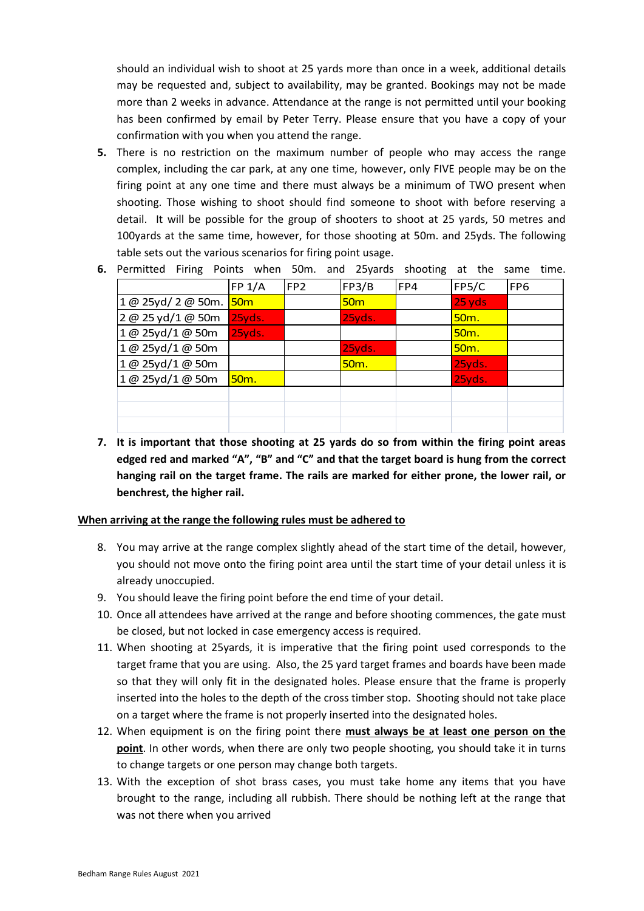should an individual wish to shoot at 25 yards more than once in a week, additional details may be requested and, subject to availability, may be granted. Bookings may not be made more than 2 weeks in advance. Attendance at the range is not permitted until your booking has been confirmed by email by Peter Terry. Please ensure that you have a copy of your confirmation with you when you attend the range.

5. There is no restriction on the maximum number of people who may access the range complex, including the car park, at any one time, however, only FIVE people may be on the firing point at any one time and there must always be a minimum of TWO present when shooting. Those wishing to shoot should find someone to shoot with before reserving a detail. It will be possible for the group of shooters to shoot at 25 yards, 50 metres and 100yards at the same time, however, for those shooting at 50m. and 25yds. The following table sets out the various scenarios for firing point usage.

6. Permitted Firing Points when 50m. and 25yards shooting at the same time.

| | FP 1/A | FP2 | FP3/B | FP4 | FP5/C | FP6 |
|---|---|---|---|---|---|---|
| 1 @ 25yd/ 2 @ 50m. | 50m | | 50m | | 25 yds | |
| 2 @ 25 yd/1 @ 50m | 25yds. | | 25yds. | | 50m. | |
| 1 @ 25yd/1 @ 50m | 25yds. | | | | 50m. | |
| 1 @ 25yd/1 @ 50m | | | 25yds. | | 50m. | |
| 1 @ 25yd/1 @ 50m | | | 50m. | | 25yds. | |
| 1 @ 25yd/1 @ 50m | 50m. | | | | 25yds. | |

7. **It is important that those shooting at 25 yards do so from within the firing point areas edged red and marked "A", "B" and "C" and that the target board is hung from the correct hanging rail on the target frame. The rails are marked for either prone, the lower rail, or benchrest, the higher rail.**

**<u>When arriving at the range the following rules must be adhered to</u>**

8. You may arrive at the range complex slightly ahead of the start time of the detail, however, you should not move onto the firing point area until the start time of your detail unless it is already unoccupied.
9. You should leave the firing point before the end time of your detail.
10. Once all attendees have arrived at the range and before shooting commences, the gate must be closed, but not locked in case emergency access is required.
11. When shooting at 25yards, it is imperative that the firing point used corresponds to the target frame that you are using. Also, the 25 yard target frames and boards have been made so that they will only fit in the designated holes. Please ensure that the frame is properly inserted into the holes to the depth of the cross timber stop. Shooting should not take place on a target where the frame is not properly inserted into the designated holes.
12. When equipment is on the firing point there **<u>must always be at least one person on the point</u>**. In other words, when there are only two people shooting, you should take it in turns to change targets or one person may change both targets.
13. With the exception of shot brass cases, you must take home any items that you have brought to the range, including all rubbish. There should be nothing left at the range that was not there when you arrived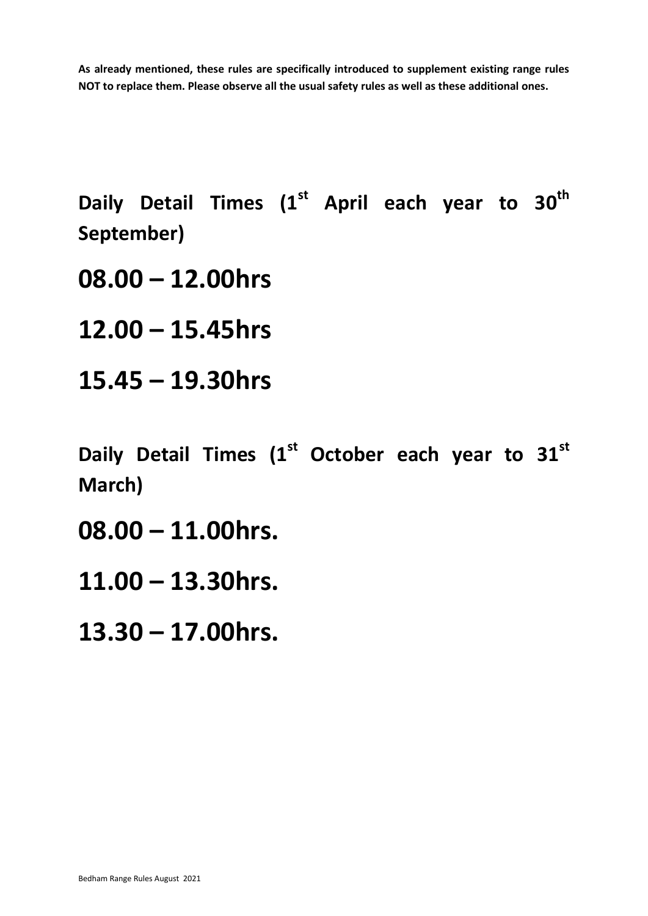**As already mentioned, these rules are specifically introduced to supplement existing range rules NOT to replace them. Please observe all the usual safety rules as well as these additional ones.**

## Daily Detail Times (1st April each year to 30th September)

# 08.00 – 12.00hrs

# 12.00 – 15.45hrs

# 15.45 – 19.30hrs

## Daily Detail Times (1st October each year to 31st March)

# 08.00 – 11.00hrs.

# 11.00 – 13.30hrs.

# 13.30 – 17.00hrs.